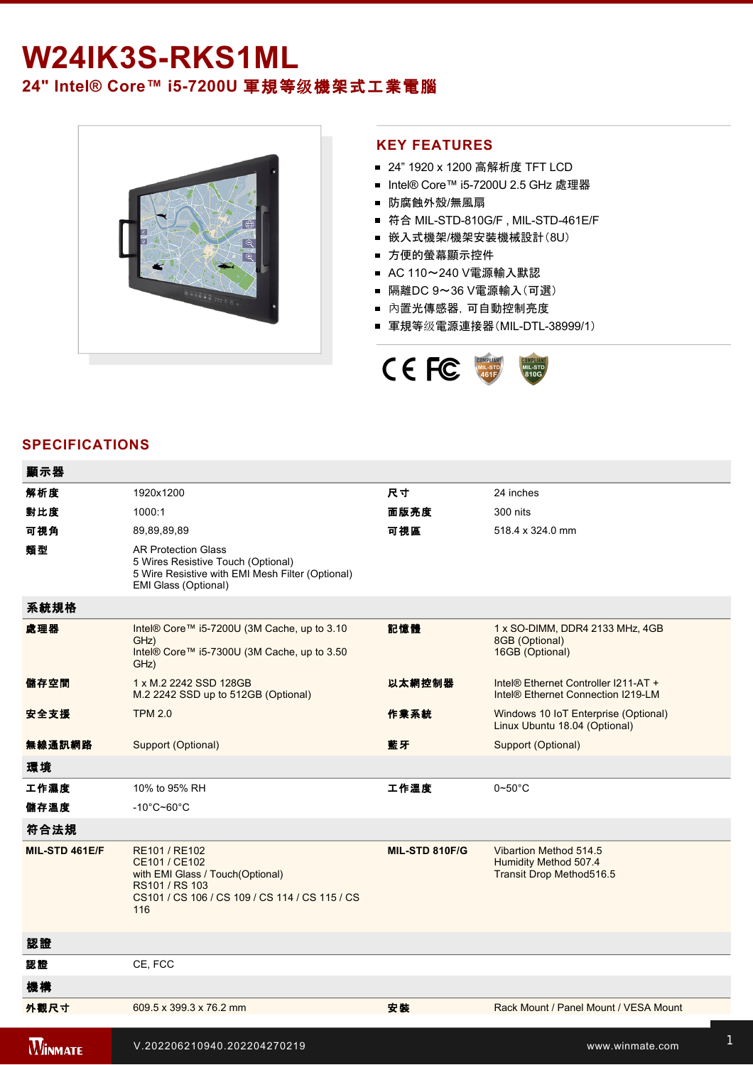# W24IK3S-RKS1ML

## 24" Intel® Core™ i5-7200U 軍規等級機架式工業電腦

## KEY FEATURES

- 24” 1920 x 1200 高解析度 TFT LCD
- Intel® Core™ i5-7200U 2.5 GHz 處理器
- 防腐蝕外殼/無風扇
- 符合 MIL-STD-810G/F , MIL-STD-461E/F
- 嵌入式機架/機架安裝機械設計（8U）
- 方便的螢幕顯示控件
- AC 110～240 V電源輸入默認
- 隔離DC 9～36 V電源輸入（可選）
- 內置光傳感器，可自動控制亮度
- 軍規等级電源連接器（MIL-DTL-38999/1）

## SPECIFICATIONS

| 顯示器 | | | |
|---|---|---|---|
| 解析度 | 1920x1200 | 尺寸 | 24 inches |
| 對比度 | 1000:1 | 面版亮度 | 300 nits |
| 可視角 | 89,89,89,89 | 可視區 | 518.4 x 324.0 mm |
| 類型 | AR Protection Glass<br>5 Wires Resistive Touch (Optional)<br>5 Wire Resistive with EMI Mesh Filter (Optional)<br>EMI Glass (Optional) | | |
| **系統規格** | | | |
| 處理器 | Intel® Core™ i5-7200U (3M Cache, up to 3.10 GHz)<br>Intel® Core™ i5-7300U (3M Cache, up to 3.50 GHz) | 記憶體 | 1 x SO-DIMM, DDR4 2133 MHz, 4GB<br>8GB (Optional)<br>16GB (Optional) |
| 儲存空間 | 1 x M.2 2242 SSD 128GB<br>M.2 2242 SSD up to 512GB (Optional) | 以太網控制器 | Intel® Ethernet Controller I211-AT +<br>Intel® Ethernet Connection I219-LM |
| 安全支援 | TPM 2.0 | 作業系統 | Windows 10 IoT Enterprise (Optional)<br>Linux Ubuntu 18.04 (Optional) |
| 無線通訊網路 | Support (Optional) | 藍牙 | Support (Optional) |
| **環境** | | | |
| 工作濕度 | 10% to 95% RH | 工作溫度 | 0~50°C |
| 儲存溫度 | -10°C~60°C | | |
| **符合法規** | | | |
| MIL-STD 461E/F | RE101 / RE102<br>CE101 / CE102<br>with EMI Glass / Touch(Optional)<br>RS101 / RS 103<br>CS101 / CS 106 / CS 109 / CS 114 / CS 115 / CS 116 | MIL-STD 810F/G | Vibartion Method 514.5<br>Humidity Method 507.4<br>Transit Drop Method516.5 |
| **認證** | | | |
| 認證 | CE, FCC | | |
| **機構** | | | |
| 外觀尺寸 | 609.5 x 399.3 x 76.2 mm | 安裝 | Rack Mount / Panel Mount / VESA Mount |

V.202206210940.202204270219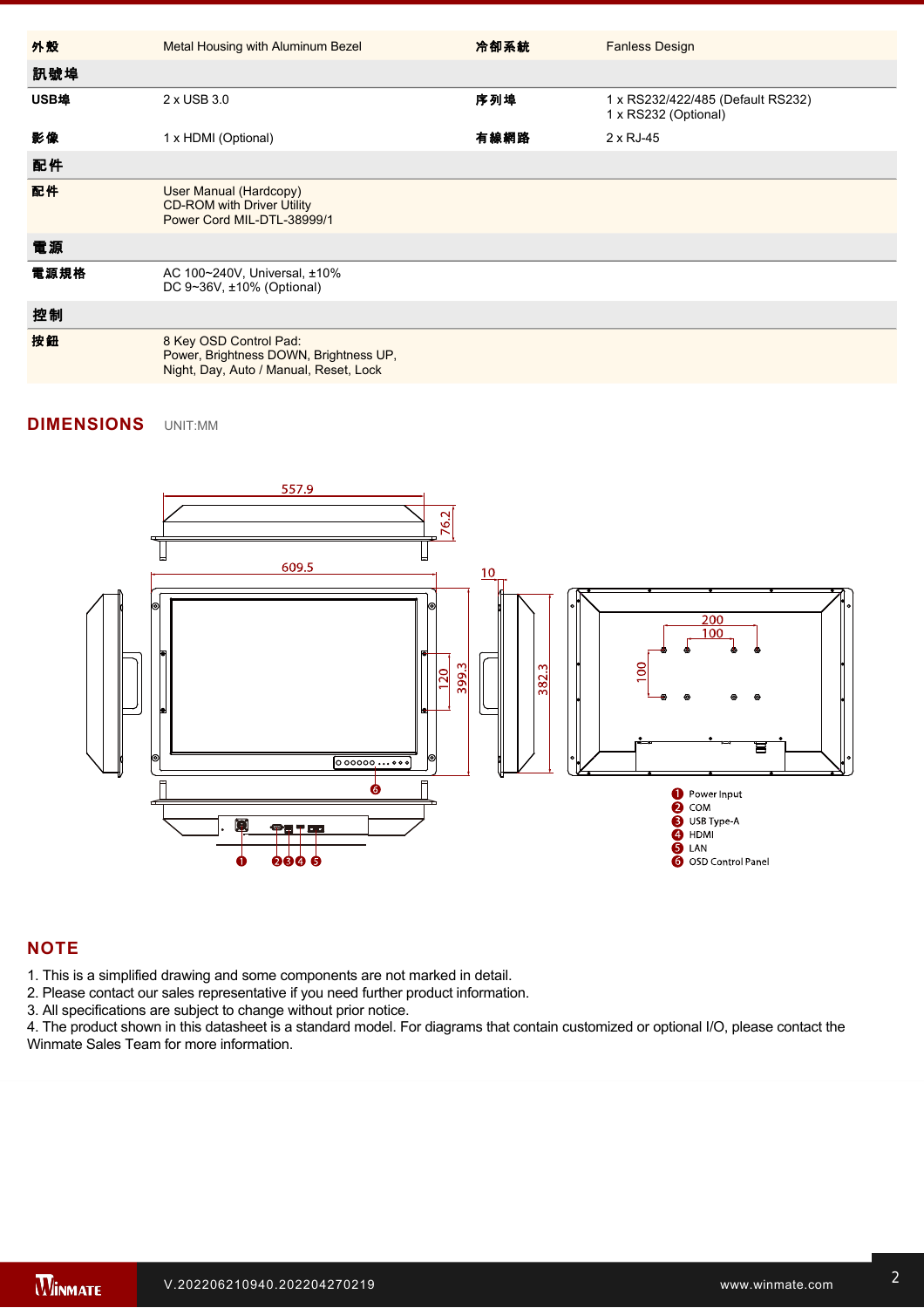| | | | |
|---|---|---|---|
| 外殼 | Metal Housing with Aluminum Bezel | 冷卻系統 | Fanless Design |
| **訊號埠** | | | |
| USB埠 | 2 x USB 3.0 | 序列埠 | 1 x RS232/422/485 (Default RS232)<br>1 x RS232 (Optional) |
| 影像 | 1 x HDMI (Optional) | 有線網路 | 2 x RJ-45 |
| **配件** | | | |
| 配件 | User Manual (Hardcopy)<br>CD-ROM with Driver Utility<br>Power Cord MIL-DTL-38999/1 | | |
| **電源** | | | |
| 電源規格 | AC 100~240V, Universal, ±10%<br>DC 9~36V, ±10% (Optional) | | |
| **控制** | | | |
| 按鈕 | 8 Key OSD Control Pad:<br>Power, Brightness DOWN, Brightness UP,<br>Night, Day, Auto / Manual, Reset, Lock | | |

## DIMENSIONS UNIT:MM

557.9
76.2
609.5
10
120
399.3
382.3
200
100
100

1 Power Input
2 COM
3 USB Type-A
4 HDMI
5 LAN
6 OSD Control Panel

## NOTE

1. This is a simplified drawing and some components are not marked in detail.
2. Please contact our sales representative if you need further product information.
3. All specifications are subject to change without prior notice.
4. The product shown in this datasheet is a standard model. For diagrams that contain customized or optional I/O, please contact the Winmate Sales Team for more information.

V.202206210940.202204270219 www.winmate.com